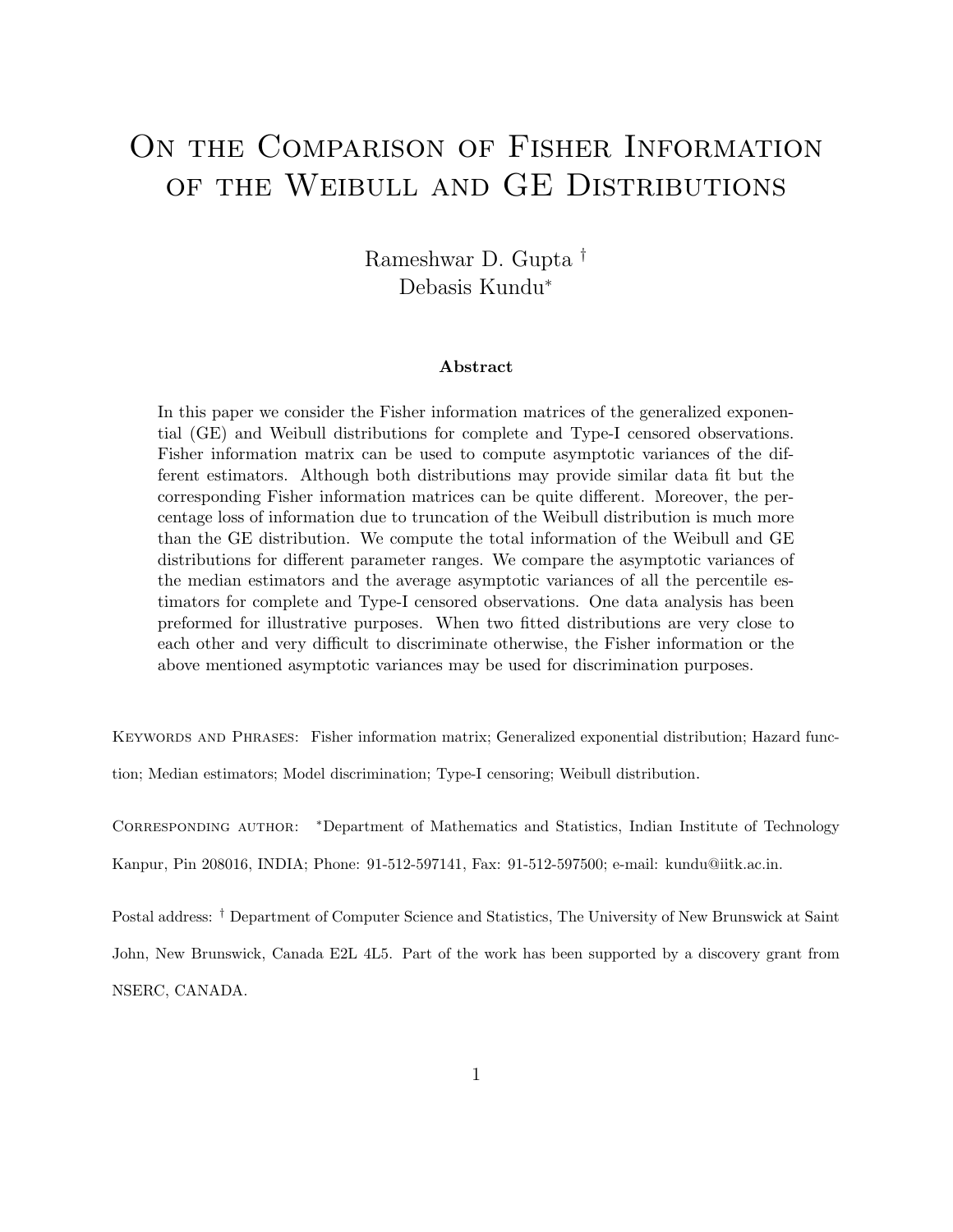# On the Comparison of Fisher Information of the Weibull and GE Distributions

Rameshwar D. Gupta [†]
Debasis Kundu[*]

**Abstract**

In this paper we consider the Fisher information matrices of the generalized exponential (GE) and Weibull distributions for complete and Type-I censored observations. Fisher information matrix can be used to compute asymptotic variances of the different estimators. Although both distributions may provide similar data fit but the corresponding Fisher information matrices can be quite different. Moreover, the percentage loss of information due to truncation of the Weibull distribution is much more than the GE distribution. We compute the total information of the Weibull and GE distributions for different parameter ranges. We compare the asymptotic variances of the median estimators and the average asymptotic variances of all the percentile estimators for complete and Type-I censored observations. One data analysis has been preformed for illustrative purposes. When two fitted distributions are very close to each other and very difficult to discriminate otherwise, the Fisher information or the above mentioned asymptotic variances may be used for discrimination purposes.

Keywords and Phrases: Fisher information matrix; Generalized exponential distribution; Hazard function; Median estimators; Model discrimination; Type-I censoring; Weibull distribution.

Corresponding author: [*]Department of Mathematics and Statistics, Indian Institute of Technology Kanpur, Pin 208016, INDIA; Phone: 91-512-597141, Fax: 91-512-597500; e-mail: kundu@iitk.ac.in.

Postal address: [†] Department of Computer Science and Statistics, The University of New Brunswick at Saint John, New Brunswick, Canada E2L 4L5. Part of the work has been supported by a discovery grant from NSERC, CANADA.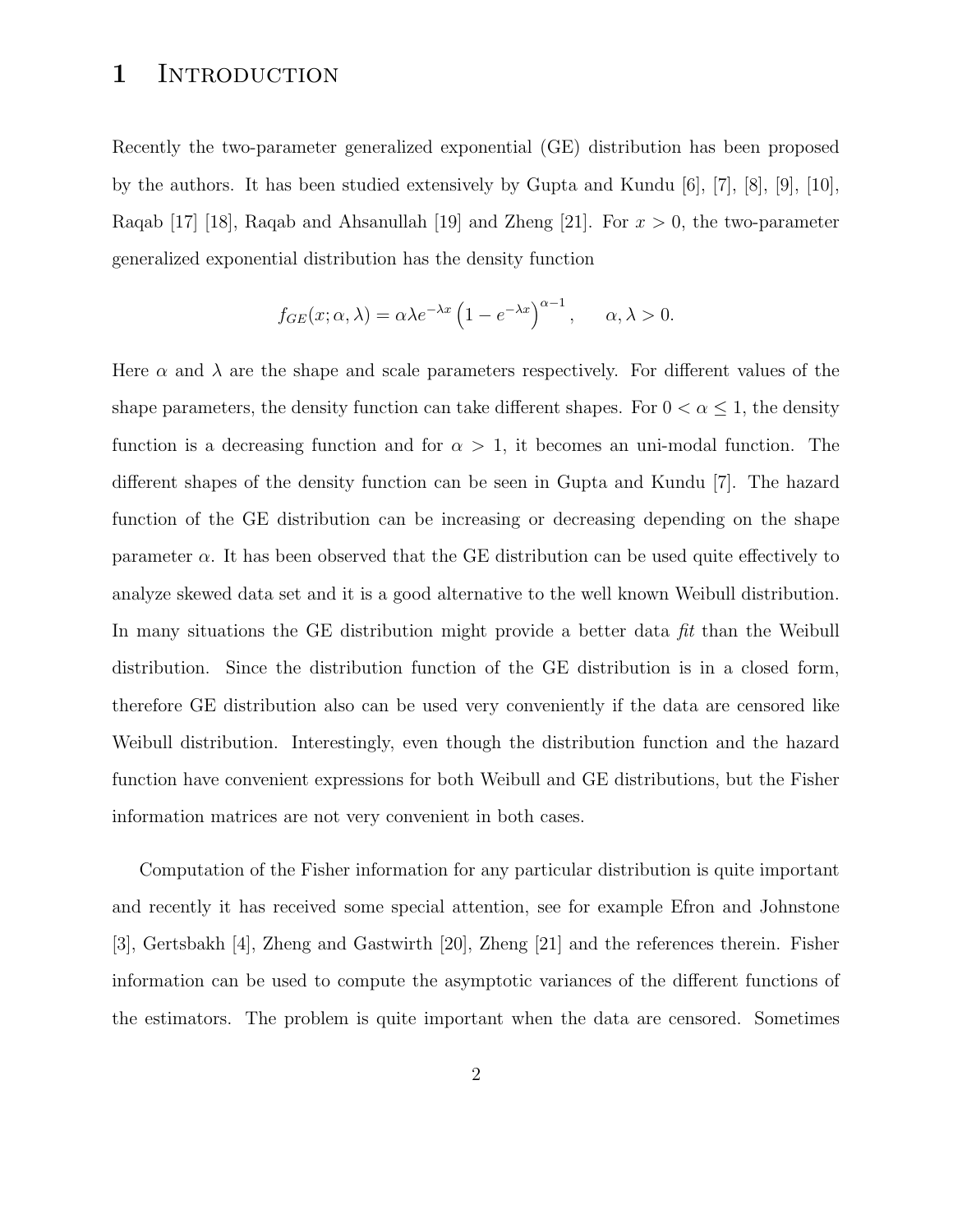# 1 Introduction

Recently the two-parameter generalized exponential (GE) distribution has been proposed by the authors. It has been studied extensively by Gupta and Kundu [6], [7], [8], [9], [10], Raqab [17] [18], Raqab and Ahsanullah [19] and Zheng [21]. For $x > 0$, the two-parameter generalized exponential distribution has the density function

$$f_{GE}(x; \alpha, \lambda) = \alpha \lambda e^{-\lambda x} \left(1 - e^{-\lambda x}\right)^{\alpha - 1}, \qquad \alpha, \lambda > 0.$$

Here $\alpha$ and $\lambda$ are the shape and scale parameters respectively. For different values of the shape parameters, the density function can take different shapes. For $0 < \alpha \leq 1$, the density function is a decreasing function and for $\alpha > 1$, it becomes an uni-modal function. The different shapes of the density function can be seen in Gupta and Kundu [7]. The hazard function of the GE distribution can be increasing or decreasing depending on the shape parameter $\alpha$. It has been observed that the GE distribution can be used quite effectively to analyze skewed data set and it is a good alternative to the well known Weibull distribution. In many situations the GE distribution might provide a better data *fit* than the Weibull distribution. Since the distribution function of the GE distribution is in a closed form, therefore GE distribution also can be used very conveniently if the data are censored like Weibull distribution. Interestingly, even though the distribution function and the hazard function have convenient expressions for both Weibull and GE distributions, but the Fisher information matrices are not very convenient in both cases.

Computation of the Fisher information for any particular distribution is quite important and recently it has received some special attention, see for example Efron and Johnstone [3], Gertsbakh [4], Zheng and Gastwirth [20], Zheng [21] and the references therein. Fisher information can be used to compute the asymptotic variances of the different functions of the estimators. The problem is quite important when the data are censored. Sometimes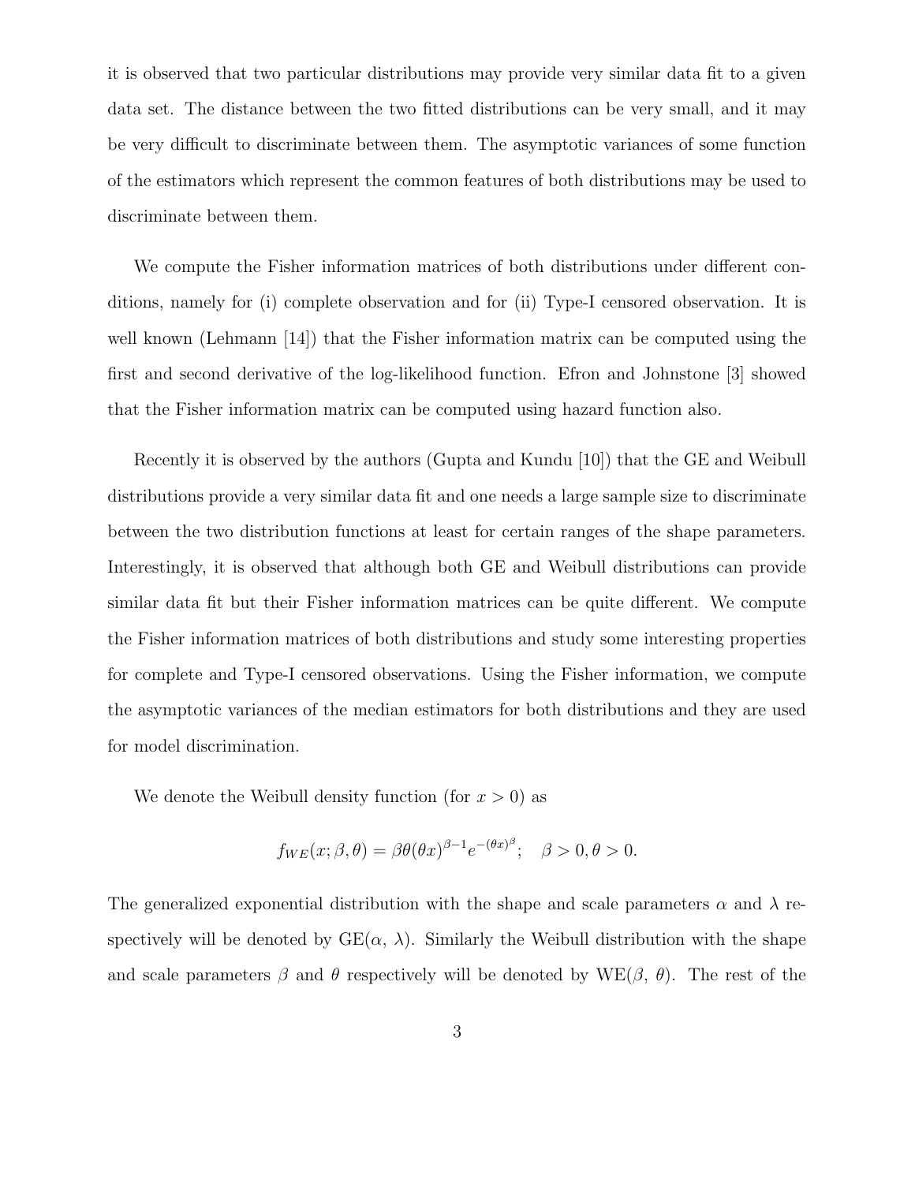it is observed that two particular distributions may provide very similar data fit to a given data set. The distance between the two fitted distributions can be very small, and it may be very difficult to discriminate between them. The asymptotic variances of some function of the estimators which represent the common features of both distributions may be used to discriminate between them.

We compute the Fisher information matrices of both distributions under different conditions, namely for (i) complete observation and for (ii) Type-I censored observation. It is well known (Lehmann [14]) that the Fisher information matrix can be computed using the first and second derivative of the log-likelihood function. Efron and Johnstone [3] showed that the Fisher information matrix can be computed using hazard function also.

Recently it is observed by the authors (Gupta and Kundu [10]) that the GE and Weibull distributions provide a very similar data fit and one needs a large sample size to discriminate between the two distribution functions at least for certain ranges of the shape parameters. Interestingly, it is observed that although both GE and Weibull distributions can provide similar data fit but their Fisher information matrices can be quite different. We compute the Fisher information matrices of both distributions and study some interesting properties for complete and Type-I censored observations. Using the Fisher information, we compute the asymptotic variances of the median estimators for both distributions and they are used for model discrimination.

We denote the Weibull density function (for $x > 0$) as

$$f_{WE}(x; \beta, \theta) = \beta\theta(\theta x)^{\beta-1}e^{-(\theta x)^{\beta}}; \quad \beta > 0, \theta > 0.$$

The generalized exponential distribution with the shape and scale parameters $\alpha$ and $\lambda$ respectively will be denoted by GE($\alpha$, $\lambda$). Similarly the Weibull distribution with the shape and scale parameters $\beta$ and $\theta$ respectively will be denoted by WE($\beta$, $\theta$). The rest of the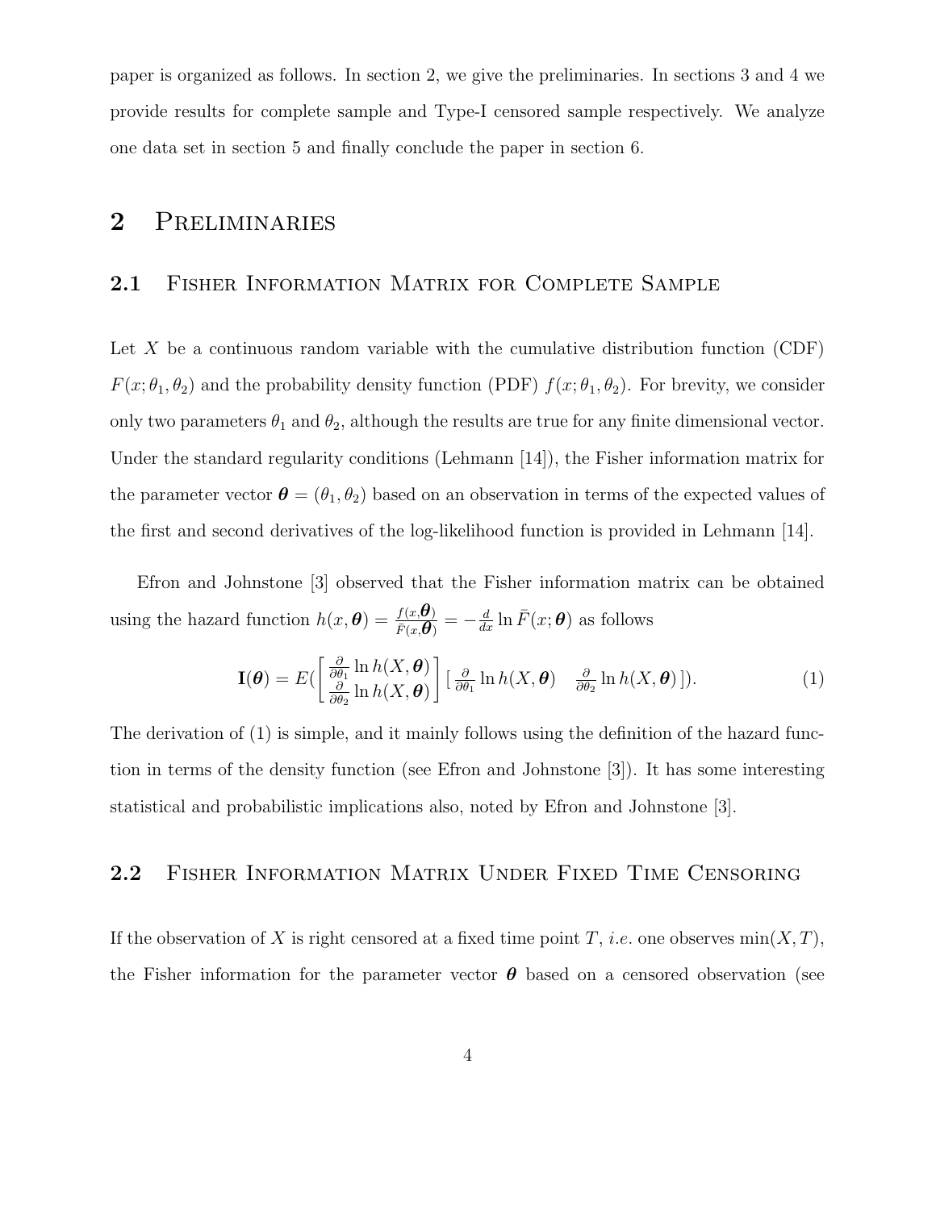paper is organized as follows. In section 2, we give the preliminaries. In sections 3 and 4 we provide results for complete sample and Type-I censored sample respectively. We analyze one data set in section 5 and finally conclude the paper in section 6.

# 2 Preliminaries

## 2.1 Fisher Information Matrix for Complete Sample

Let $X$ be a continuous random variable with the cumulative distribution function (CDF) $F(x;\theta_1,\theta_2)$ and the probability density function (PDF) $f(x;\theta_1,\theta_2)$. For brevity, we consider only two parameters $\theta_1$ and $\theta_2$, although the results are true for any finite dimensional vector. Under the standard regularity conditions (Lehmann [14]), the Fisher information matrix for the parameter vector $\boldsymbol{\theta} = (\theta_1, \theta_2)$ based on an observation in terms of the expected values of the first and second derivatives of the log-likelihood function is provided in Lehmann [14].

Efron and Johnstone [3] observed that the Fisher information matrix can be obtained using the hazard function $h(x,\boldsymbol{\theta}) = \frac{f(x,\boldsymbol{\theta})}{\bar{F}(x,\boldsymbol{\theta})} = -\frac{d}{dx}\ln \bar{F}(x;\boldsymbol{\theta})$ as follows

$$\mathbf{I}(\boldsymbol{\theta}) = E(\begin{bmatrix} \frac{\partial}{\partial\theta_1}\ln h(X,\boldsymbol{\theta}) \\ \frac{\partial}{\partial\theta_2}\ln h(X,\boldsymbol{\theta}) \end{bmatrix} [\, \frac{\partial}{\partial\theta_1}\ln h(X,\boldsymbol{\theta}) \quad \frac{\partial}{\partial\theta_2}\ln h(X,\boldsymbol{\theta}) \,]). \tag{1}$$

The derivation of (1) is simple, and it mainly follows using the definition of the hazard function in terms of the density function (see Efron and Johnstone [3]). It has some interesting statistical and probabilistic implications also, noted by Efron and Johnstone [3].

## 2.2 Fisher Information Matrix Under Fixed Time Censoring

If the observation of $X$ is right censored at a fixed time point $T$, *i.e.* one observes $\min(X,T)$, the Fisher information for the parameter vector $\boldsymbol{\theta}$ based on a censored observation (see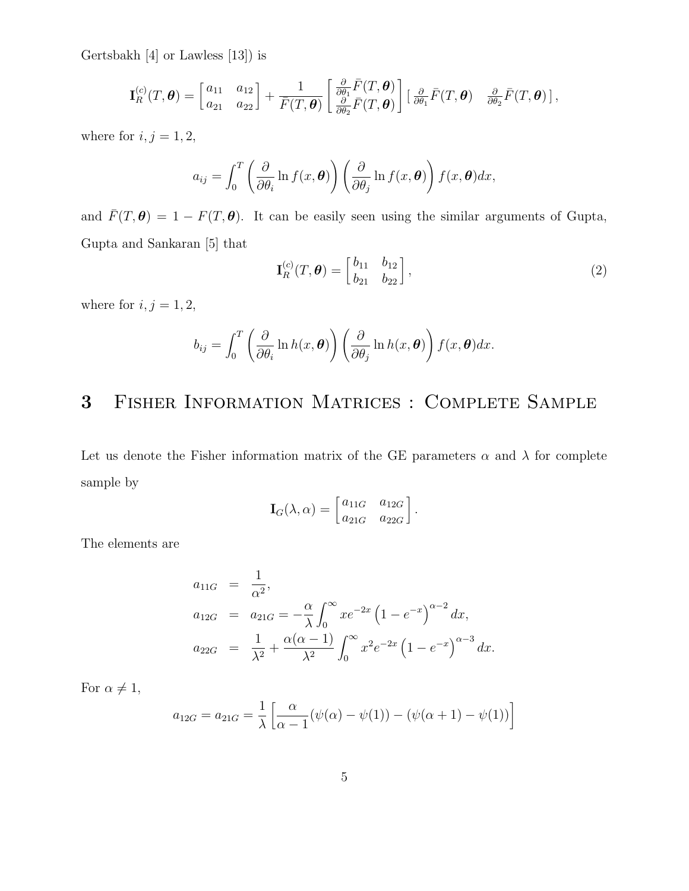Gertsbakh [4] or Lawless [13]) is

$$\mathbf{I}_R^{(c)}(T, \boldsymbol{\theta}) = \begin{bmatrix} a_{11} & a_{12} \\ a_{21} & a_{22} \end{bmatrix} + \frac{1}{\bar{F}(T, \boldsymbol{\theta})} \begin{bmatrix} \frac{\partial}{\partial \theta_1} \bar{F}(T, \boldsymbol{\theta}) \\ \frac{\partial}{\partial \theta_2} \bar{F}(T, \boldsymbol{\theta}) \end{bmatrix} \left[ \frac{\partial}{\partial \theta_1} \bar{F}(T, \boldsymbol{\theta}) \quad \frac{\partial}{\partial \theta_2} \bar{F}(T, \boldsymbol{\theta}) \right],$$

where for $i, j = 1, 2$,

$$a_{ij} = \int_0^T \left( \frac{\partial}{\partial \theta_i} \ln f(x, \boldsymbol{\theta}) \right) \left( \frac{\partial}{\partial \theta_j} \ln f(x, \boldsymbol{\theta}) \right) f(x, \boldsymbol{\theta}) dx,$$

and $\bar{F}(T, \boldsymbol{\theta}) = 1 - F(T, \boldsymbol{\theta})$. It can be easily seen using the similar arguments of Gupta, Gupta and Sankaran [5] that

$$\mathbf{I}_R^{(c)}(T, \boldsymbol{\theta}) = \begin{bmatrix} b_{11} & b_{12} \\ b_{21} & b_{22} \end{bmatrix}, \tag{2}$$

where for $i, j = 1, 2$,

$$b_{ij} = \int_0^T \left( \frac{\partial}{\partial \theta_i} \ln h(x, \boldsymbol{\theta}) \right) \left( \frac{\partial}{\partial \theta_j} \ln h(x, \boldsymbol{\theta}) \right) f(x, \boldsymbol{\theta}) dx.$$

# 3 Fisher Information Matrices : Complete Sample

Let us denote the Fisher information matrix of the GE parameters $\alpha$ and $\lambda$ for complete sample by

$$\mathbf{I}_G(\lambda, \alpha) = \begin{bmatrix} a_{11G} & a_{12G} \\ a_{21G} & a_{22G} \end{bmatrix}.$$

The elements are

$$\begin{aligned}
a_{11G} &= \frac{1}{\alpha^2}, \\
a_{12G} &= a_{21G} = -\frac{\alpha}{\lambda} \int_0^\infty x e^{-2x} \left(1 - e^{-x}\right)^{\alpha - 2} dx, \\
a_{22G} &= \frac{1}{\lambda^2} + \frac{\alpha(\alpha - 1)}{\lambda^2} \int_0^\infty x^2 e^{-2x} \left(1 - e^{-x}\right)^{\alpha - 3} dx.
\end{aligned}$$

For $\alpha \neq 1$,

$$a_{12G} = a_{21G} = \frac{1}{\lambda} \left[ \frac{\alpha}{\alpha - 1} (\psi(\alpha) - \psi(1)) - (\psi(\alpha + 1) - \psi(1)) \right]$$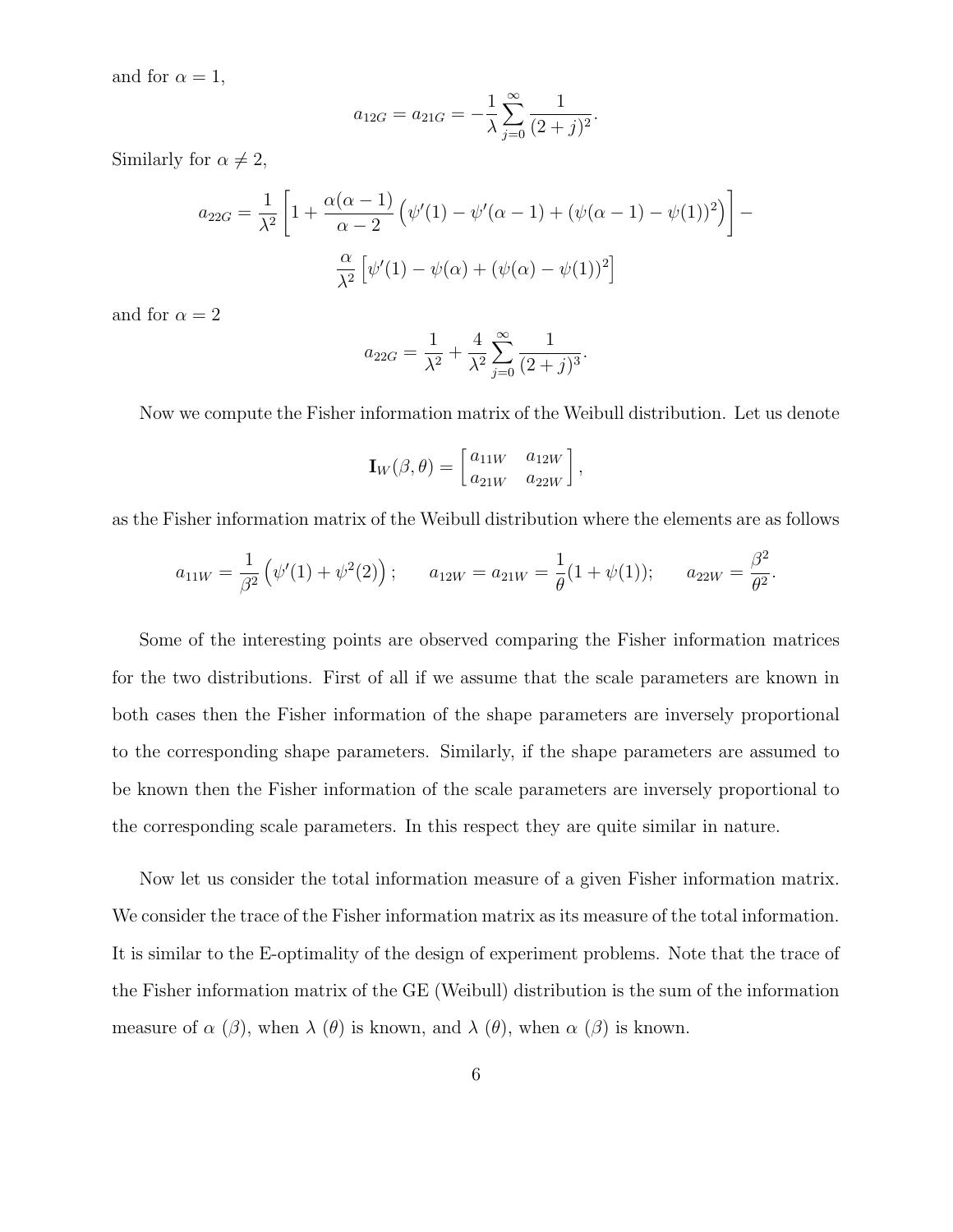and for $\alpha = 1$,

$$a_{12G} = a_{21G} = -\frac{1}{\lambda} \sum_{j=0}^{\infty} \frac{1}{(2+j)^2}.$$

Similarly for $\alpha \neq 2$,

$$a_{22G} = \frac{1}{\lambda^2} \left[ 1 + \frac{\alpha(\alpha-1)}{\alpha-2} \left( \psi'(1) - \psi'(\alpha-1) + (\psi(\alpha-1) - \psi(1))^2 \right) \right] - \frac{\alpha}{\lambda^2} \left[ \psi'(1) - \psi(\alpha) + (\psi(\alpha) - \psi(1))^2 \right]$$

and for $\alpha = 2$

$$a_{22G} = \frac{1}{\lambda^2} + \frac{4}{\lambda^2} \sum_{j=0}^{\infty} \frac{1}{(2+j)^3}.$$

Now we compute the Fisher information matrix of the Weibull distribution. Let us denote

$$\mathbf{I}_W(\beta, \theta) = \begin{bmatrix} a_{11W} & a_{12W} \\ a_{21W} & a_{22W} \end{bmatrix},$$

as the Fisher information matrix of the Weibull distribution where the elements are as follows

$$a_{11W} = \frac{1}{\beta^2} \left( \psi'(1) + \psi^2(2) \right); \qquad a_{12W} = a_{21W} = \frac{1}{\theta}(1 + \psi(1)); \qquad a_{22W} = \frac{\beta^2}{\theta^2}.$$

Some of the interesting points are observed comparing the Fisher information matrices for the two distributions. First of all if we assume that the scale parameters are known in both cases then the Fisher information of the shape parameters are inversely proportional to the corresponding shape parameters. Similarly, if the shape parameters are assumed to be known then the Fisher information of the scale parameters are inversely proportional to the corresponding scale parameters. In this respect they are quite similar in nature.

Now let us consider the total information measure of a given Fisher information matrix. We consider the trace of the Fisher information matrix as its measure of the total information. It is similar to the E-optimality of the design of experiment problems. Note that the trace of the Fisher information matrix of the GE (Weibull) distribution is the sum of the information measure of $\alpha$ ($\beta$), when $\lambda$ ($\theta$) is known, and $\lambda$ ($\theta$), when $\alpha$ ($\beta$) is known.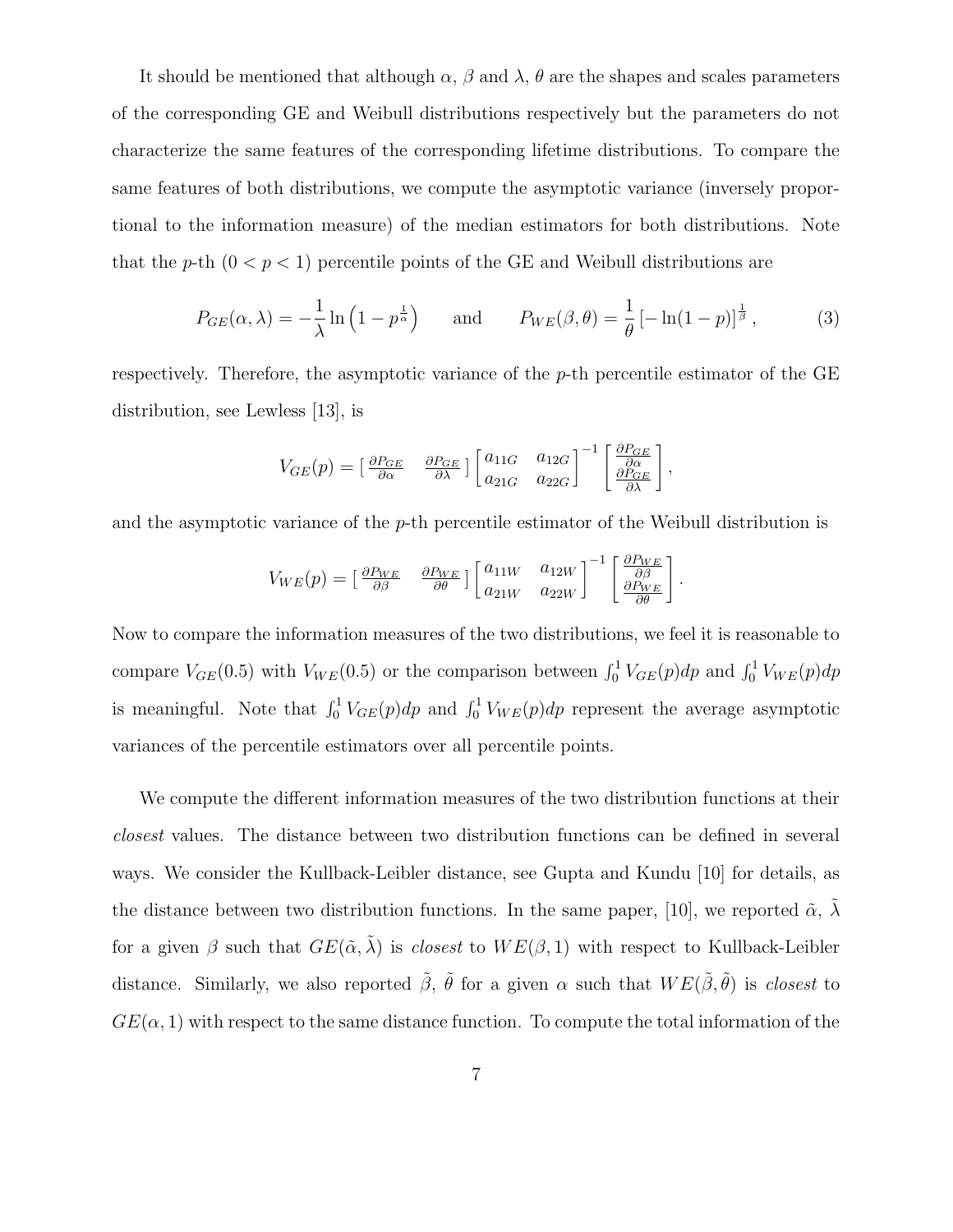It should be mentioned that although $\alpha$, $\beta$ and $\lambda$, $\theta$ are the shapes and scales parameters of the corresponding GE and Weibull distributions respectively but the parameters do not characterize the same features of the corresponding lifetime distributions. To compare the same features of both distributions, we compute the asymptotic variance (inversely proportional to the information measure) of the median estimators for both distributions. Note that the $p$-th $(0 < p < 1)$ percentile points of the GE and Weibull distributions are

$$P_{GE}(\alpha, \lambda) = -\frac{1}{\lambda} \ln\left(1 - p^{\frac{1}{\alpha}}\right) \qquad \text{and} \qquad P_{WE}(\beta, \theta) = \frac{1}{\theta} \left[-\ln(1-p)\right]^{\frac{1}{\beta}}, \tag{3}$$

respectively. Therefore, the asymptotic variance of the $p$-th percentile estimator of the GE distribution, see Lewless [13], is

$$V_{GE}(p) = \begin{bmatrix} \frac{\partial P_{GE}}{\partial \alpha} & \frac{\partial P_{GE}}{\partial \lambda} \end{bmatrix} \begin{bmatrix} a_{11G} & a_{12G} \\ a_{21G} & a_{22G} \end{bmatrix}^{-1} \begin{bmatrix} \frac{\partial P_{GE}}{\partial \alpha} \\ \frac{\partial P_{GE}}{\partial \lambda} \end{bmatrix},$$

and the asymptotic variance of the $p$-th percentile estimator of the Weibull distribution is

$$V_{WE}(p) = \begin{bmatrix} \frac{\partial P_{WE}}{\partial \beta} & \frac{\partial P_{WE}}{\partial \theta} \end{bmatrix} \begin{bmatrix} a_{11W} & a_{12W} \\ a_{21W} & a_{22W} \end{bmatrix}^{-1} \begin{bmatrix} \frac{\partial P_{WE}}{\partial \beta} \\ \frac{\partial P_{WE}}{\partial \theta} \end{bmatrix}.$$

Now to compare the information measures of the two distributions, we feel it is reasonable to compare $V_{GE}(0.5)$ with $V_{WE}(0.5)$ or the comparison between $\int_0^1 V_{GE}(p)dp$ and $\int_0^1 V_{WE}(p)dp$ is meaningful. Note that $\int_0^1 V_{GE}(p)dp$ and $\int_0^1 V_{WE}(p)dp$ represent the average asymptotic variances of the percentile estimators over all percentile points.

We compute the different information measures of the two distribution functions at their *closest* values. The distance between two distribution functions can be defined in several ways. We consider the Kullback-Leibler distance, see Gupta and Kundu [10] for details, as the distance between two distribution functions. In the same paper, [10], we reported $\tilde{\alpha}$, $\tilde{\lambda}$ for a given $\beta$ such that $GE(\tilde{\alpha}, \tilde{\lambda})$ is *closest* to $WE(\beta, 1)$ with respect to Kullback-Leibler distance. Similarly, we also reported $\tilde{\beta}$, $\tilde{\theta}$ for a given $\alpha$ such that $WE(\tilde{\beta}, \tilde{\theta})$ is *closest* to $GE(\alpha, 1)$ with respect to the same distance function. To compute the total information of the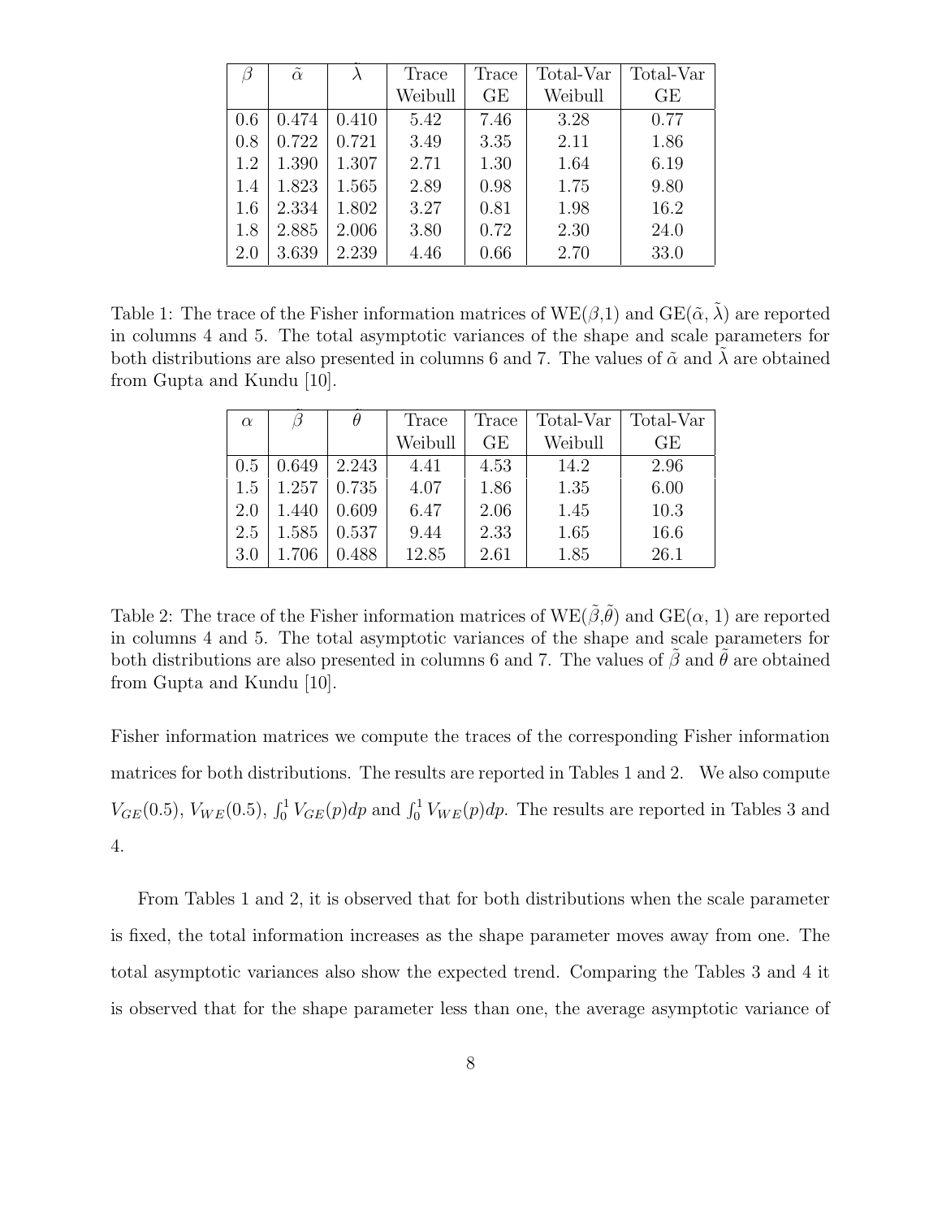| $\beta$ | $\tilde{\alpha}$ | $\tilde{\lambda}$ | Trace Weibull | Trace GE | Total-Var Weibull | Total-Var GE |
|---|---|---|---|---|---|---|
| 0.6 | 0.474 | 0.410 | 5.42 | 7.46 | 3.28 | 0.77 |
| 0.8 | 0.722 | 0.721 | 3.49 | 3.35 | 2.11 | 1.86 |
| 1.2 | 1.390 | 1.307 | 2.71 | 1.30 | 1.64 | 6.19 |
| 1.4 | 1.823 | 1.565 | 2.89 | 0.98 | 1.75 | 9.80 |
| 1.6 | 2.334 | 1.802 | 3.27 | 0.81 | 1.98 | 16.2 |
| 1.8 | 2.885 | 2.006 | 3.80 | 0.72 | 2.30 | 24.0 |
| 2.0 | 3.639 | 2.239 | 4.46 | 0.66 | 2.70 | 33.0 |

Table 1: The trace of the Fisher information matrices of WE($\beta$,1) and GE($\tilde{\alpha}$, $\tilde{\lambda}$) are reported in columns 4 and 5. The total asymptotic variances of the shape and scale parameters for both distributions are also presented in columns 6 and 7. The values of $\tilde{\alpha}$ and $\tilde{\lambda}$ are obtained from Gupta and Kundu [10].

| $\alpha$ | $\tilde{\beta}$ | $\tilde{\theta}$ | Trace Weibull | Trace GE | Total-Var Weibull | Total-Var GE |
|---|---|---|---|---|---|---|
| 0.5 | 0.649 | 2.243 | 4.41 | 4.53 | 14.2 | 2.96 |
| 1.5 | 1.257 | 0.735 | 4.07 | 1.86 | 1.35 | 6.00 |
| 2.0 | 1.440 | 0.609 | 6.47 | 2.06 | 1.45 | 10.3 |
| 2.5 | 1.585 | 0.537 | 9.44 | 2.33 | 1.65 | 16.6 |
| 3.0 | 1.706 | 0.488 | 12.85 | 2.61 | 1.85 | 26.1 |

Table 2: The trace of the Fisher information matrices of WE($\tilde{\beta}$,$\tilde{\theta}$) and GE($\alpha$, 1) are reported in columns 4 and 5. The total asymptotic variances of the shape and scale parameters for both distributions are also presented in columns 6 and 7. The values of $\tilde{\beta}$ and $\tilde{\theta}$ are obtained from Gupta and Kundu [10].

Fisher information matrices we compute the traces of the corresponding Fisher information matrices for both distributions. The results are reported in Tables 1 and 2. We also compute $V_{GE}(0.5)$, $V_{WE}(0.5)$, $\int_0^1 V_{GE}(p)dp$ and $\int_0^1 V_{WE}(p)dp$. The results are reported in Tables 3 and 4.

From Tables 1 and 2, it is observed that for both distributions when the scale parameter is fixed, the total information increases as the shape parameter moves away from one. The total asymptotic variances also show the expected trend. Comparing the Tables 3 and 4 it is observed that for the shape parameter less than one, the average asymptotic variance of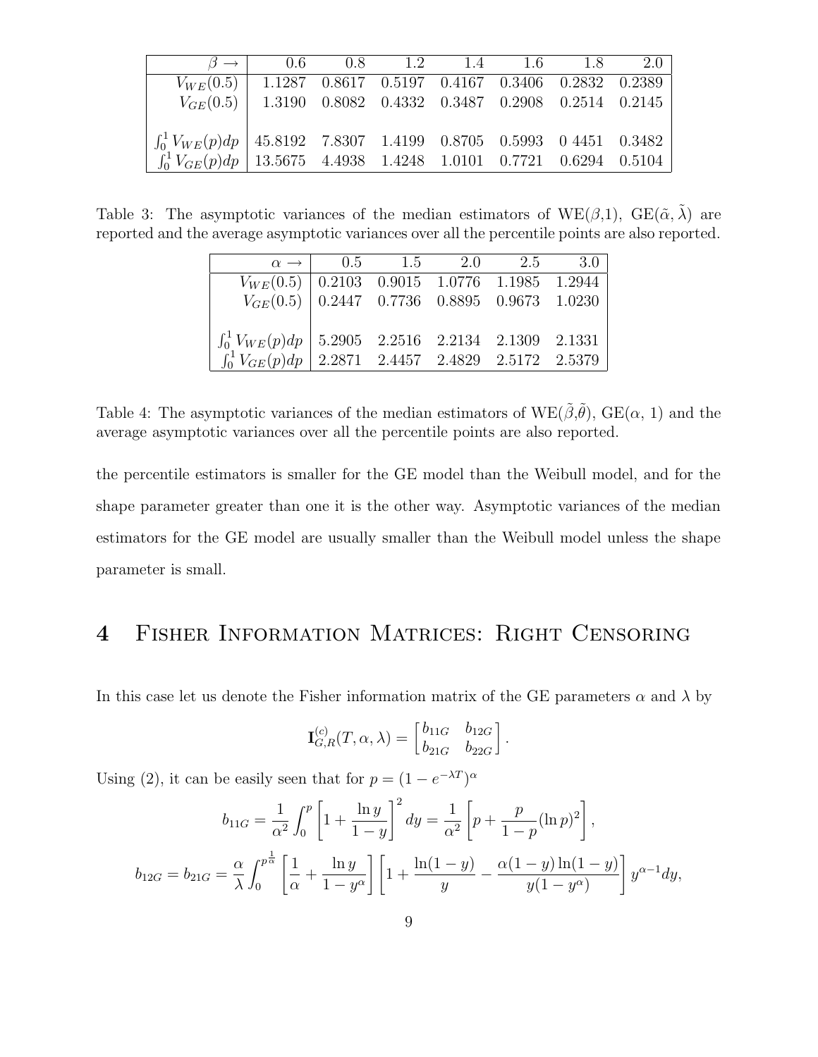| $\beta \rightarrow$ | 0.6 | 0.8 | 1.2 | 1.4 | 1.6 | 1.8 | 2.0 |
|---|---|---|---|---|---|---|---|
| $V_{WE}(0.5)$ | 1.1287 | 0.8617 | 0.5197 | 0.4167 | 0.3406 | 0.2832 | 0.2389 |
| $V_{GE}(0.5)$ | 1.3190 | 0.8082 | 0.4332 | 0.3487 | 0.2908 | 0.2514 | 0.2145 |
| | | | | | | | |
| $\int_0^1 V_{WE}(p)dp$ | 45.8192 | 7.8307 | 1.4199 | 0.8705 | 0.5993 | 0 4451 | 0.3482 |
| $\int_0^1 V_{GE}(p)dp$ | 13.5675 | 4.4938 | 1.4248 | 1.0101 | 0.7721 | 0.6294 | 0.5104 |

Table 3: The asymptotic variances of the median estimators of WE($\beta$,1), GE($\tilde{\alpha}, \tilde{\lambda}$) are reported and the average asymptotic variances over all the percentile points are also reported.

| $\alpha \rightarrow$ | 0.5 | 1.5 | 2.0 | 2.5 | 3.0 |
|---|---|---|---|---|---|
| $V_{WE}(0.5)$ | 0.2103 | 0.9015 | 1.0776 | 1.1985 | 1.2944 |
| $V_{GE}(0.5)$ | 0.2447 | 0.7736 | 0.8895 | 0.9673 | 1.0230 |
| | | | | | |
| $\int_0^1 V_{WE}(p)dp$ | 5.2905 | 2.2516 | 2.2134 | 2.1309 | 2.1331 |
| $\int_0^1 V_{GE}(p)dp$ | 2.2871 | 2.4457 | 2.4829 | 2.5172 | 2.5379 |

Table 4: The asymptotic variances of the median estimators of WE($\tilde{\beta}$,$\tilde{\theta}$), GE($\alpha$, 1) and the average asymptotic variances over all the percentile points are also reported.

the percentile estimators is smaller for the GE model than the Weibull model, and for the shape parameter greater than one it is the other way. Asymptotic variances of the median estimators for the GE model are usually smaller than the Weibull model unless the shape parameter is small.

# 4 Fisher Information Matrices: Right Censoring

In this case let us denote the Fisher information matrix of the GE parameters $\alpha$ and $\lambda$ by

$$\mathbf{I}_{G,R}^{(c)}(T, \alpha, \lambda) = \begin{bmatrix} b_{11G} & b_{12G} \\ b_{21G} & b_{22G} \end{bmatrix}.$$

Using (2), it can be easily seen that for $p = (1 - e^{-\lambda T})^{\alpha}$

$$b_{11G} = \frac{1}{\alpha^2} \int_0^p \left[1 + \frac{\ln y}{1-y}\right]^2 dy = \frac{1}{\alpha^2}\left[p + \frac{p}{1-p}(\ln p)^2\right],$$

$$b_{12G} = b_{21G} = \frac{\alpha}{\lambda} \int_0^{p^{\frac{1}{\alpha}}} \left[\frac{1}{\alpha} + \frac{\ln y}{1 - y^{\alpha}}\right] \left[1 + \frac{\ln(1-y)}{y} - \frac{\alpha(1-y)\ln(1-y)}{y(1-y^{\alpha})}\right] y^{\alpha-1} dy,$$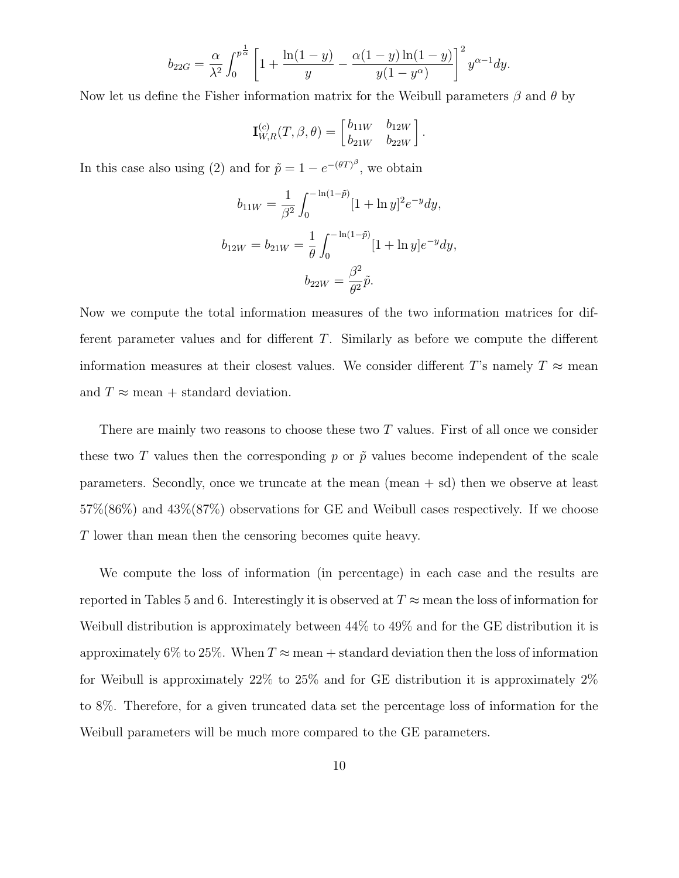$$b_{22G} = \frac{\alpha}{\lambda^2} \int_0^{p^{\frac{1}{\alpha}}} \left[ 1 + \frac{\ln(1-y)}{y} - \frac{\alpha(1-y)\ln(1-y)}{y(1-y^\alpha)} \right]^2 y^{\alpha-1} dy.$$

Now let us define the Fisher information matrix for the Weibull parameters $\beta$ and $\theta$ by

$$\mathbf{I}_{W,R}^{(c)}(T, \beta, \theta) = \begin{bmatrix} b_{11W} & b_{12W} \\ b_{21W} & b_{22W} \end{bmatrix}.$$

In this case also using (2) and for $\tilde{p} = 1 - e^{-(\theta T)^\beta}$, we obtain

$$b_{11W} = \frac{1}{\beta^2} \int_0^{-\ln(1-\tilde{p})} [1 + \ln y]^2 e^{-y} dy,$$

$$b_{12W} = b_{21W} = \frac{1}{\theta} \int_0^{-\ln(1-\tilde{p})} [1 + \ln y] e^{-y} dy,$$

$$b_{22W} = \frac{\beta^2}{\theta^2} \tilde{p}.$$

Now we compute the total information measures of the two information matrices for different parameter values and for different $T$. Similarly as before we compute the different information measures at their closest values. We consider different $T$'s namely $T \approx$ mean and $T \approx$ mean + standard deviation.

There are mainly two reasons to choose these two $T$ values. First of all once we consider these two $T$ values then the corresponding $p$ or $\tilde{p}$ values become independent of the scale parameters. Secondly, once we truncate at the mean (mean + sd) then we observe at least 57%(86%) and 43%(87%) observations for GE and Weibull cases respectively. If we choose $T$ lower than mean then the censoring becomes quite heavy.

We compute the loss of information (in percentage) in each case and the results are reported in Tables 5 and 6. Interestingly it is observed at $T \approx$ mean the loss of information for Weibull distribution is approximately between 44% to 49% and for the GE distribution it is approximately 6% to 25%. When $T \approx$ mean + standard deviation then the loss of information for Weibull is approximately 22% to 25% and for GE distribution it is approximately 2% to 8%. Therefore, for a given truncated data set the percentage loss of information for the Weibull parameters will be much more compared to the GE parameters.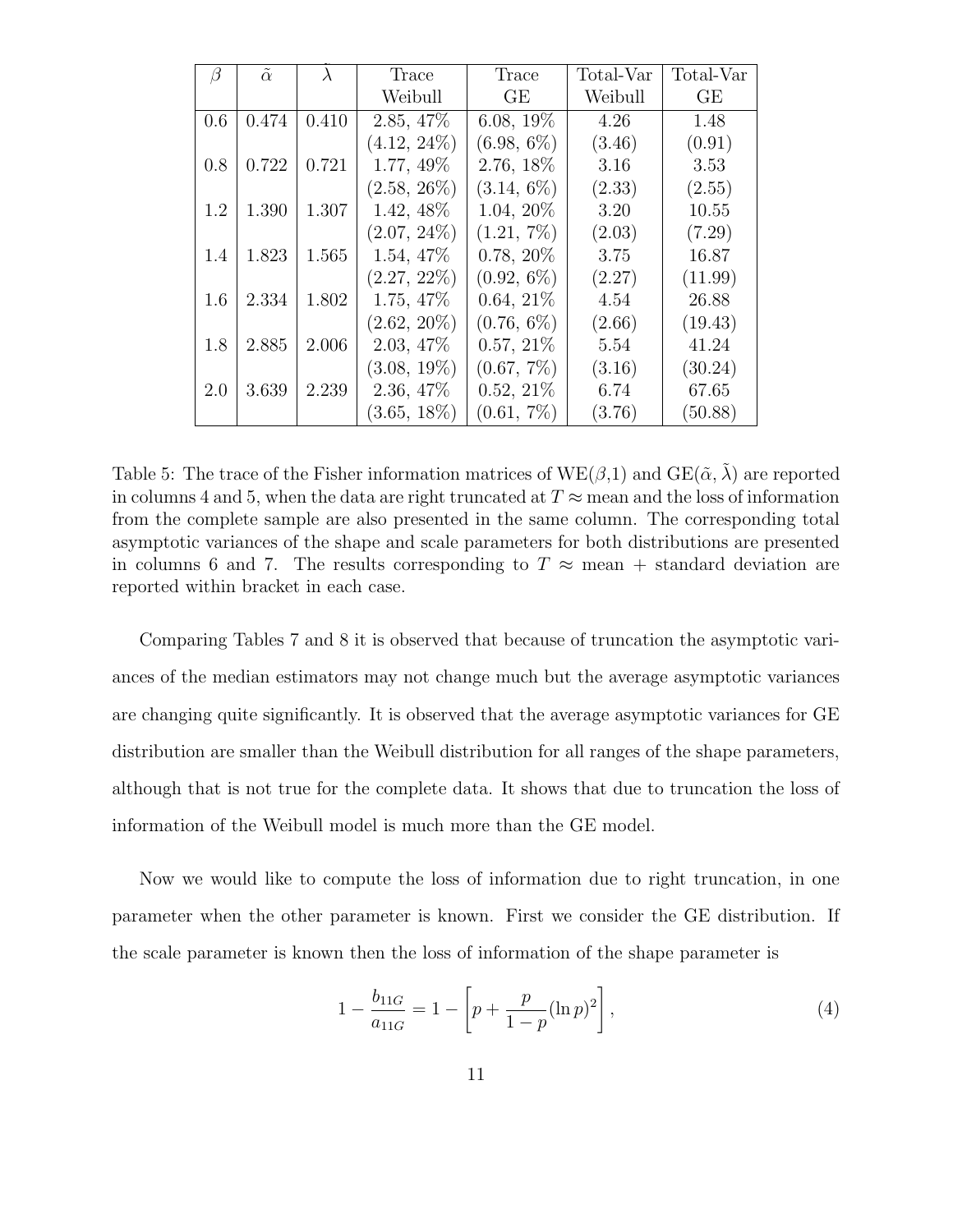| $\beta$ | $\tilde{\alpha}$ | $\tilde{\lambda}$ | Trace Weibull | Trace GE | Total-Var Weibull | Total-Var GE |
|---|---|---|---|---|---|---|
| 0.6 | 0.474 | 0.410 | 2.85, 47% | 6.08, 19% | 4.26 | 1.48 |
| | | | (4.12, 24%) | (6.98, 6%) | (3.46) | (0.91) |
| 0.8 | 0.722 | 0.721 | 1.77, 49% | 2.76, 18% | 3.16 | 3.53 |
| | | | (2.58, 26%) | (3.14, 6%) | (2.33) | (2.55) |
| 1.2 | 1.390 | 1.307 | 1.42, 48% | 1.04, 20% | 3.20 | 10.55 |
| | | | (2.07, 24%) | (1.21, 7%) | (2.03) | (7.29) |
| 1.4 | 1.823 | 1.565 | 1.54, 47% | 0.78, 20% | 3.75 | 16.87 |
| | | | (2.27, 22%) | (0.92, 6%) | (2.27) | (11.99) |
| 1.6 | 2.334 | 1.802 | 1.75, 47% | 0.64, 21% | 4.54 | 26.88 |
| | | | (2.62, 20%) | (0.76, 6%) | (2.66) | (19.43) |
| 1.8 | 2.885 | 2.006 | 2.03, 47% | 0.57, 21% | 5.54 | 41.24 |
| | | | (3.08, 19%) | (0.67, 7%) | (3.16) | (30.24) |
| 2.0 | 3.639 | 2.239 | 2.36, 47% | 0.52, 21% | 6.74 | 67.65 |
| | | | (3.65, 18%) | (0.61, 7%) | (3.76) | (50.88) |

Table 5: The trace of the Fisher information matrices of WE($\beta$,1) and GE($\tilde{\alpha}$, $\tilde{\lambda}$) are reported in columns 4 and 5, when the data are right truncated at $T \approx$ mean and the loss of information from the complete sample are also presented in the same column. The corresponding total asymptotic variances of the shape and scale parameters for both distributions are presented in columns 6 and 7. The results corresponding to $T \approx$ mean + standard deviation are reported within bracket in each case.

Comparing Tables 7 and 8 it is observed that because of truncation the asymptotic variances of the median estimators may not change much but the average asymptotic variances are changing quite significantly. It is observed that the average asymptotic variances for GE distribution are smaller than the Weibull distribution for all ranges of the shape parameters, although that is not true for the complete data. It shows that due to truncation the loss of information of the Weibull model is much more than the GE model.

Now we would like to compute the loss of information due to right truncation, in one parameter when the other parameter is known. First we consider the GE distribution. If the scale parameter is known then the loss of information of the shape parameter is

$$1 - \frac{b_{11G}}{a_{11G}} = 1 - \left[p + \frac{p}{1-p}(\ln p)^2\right], \tag{4}$$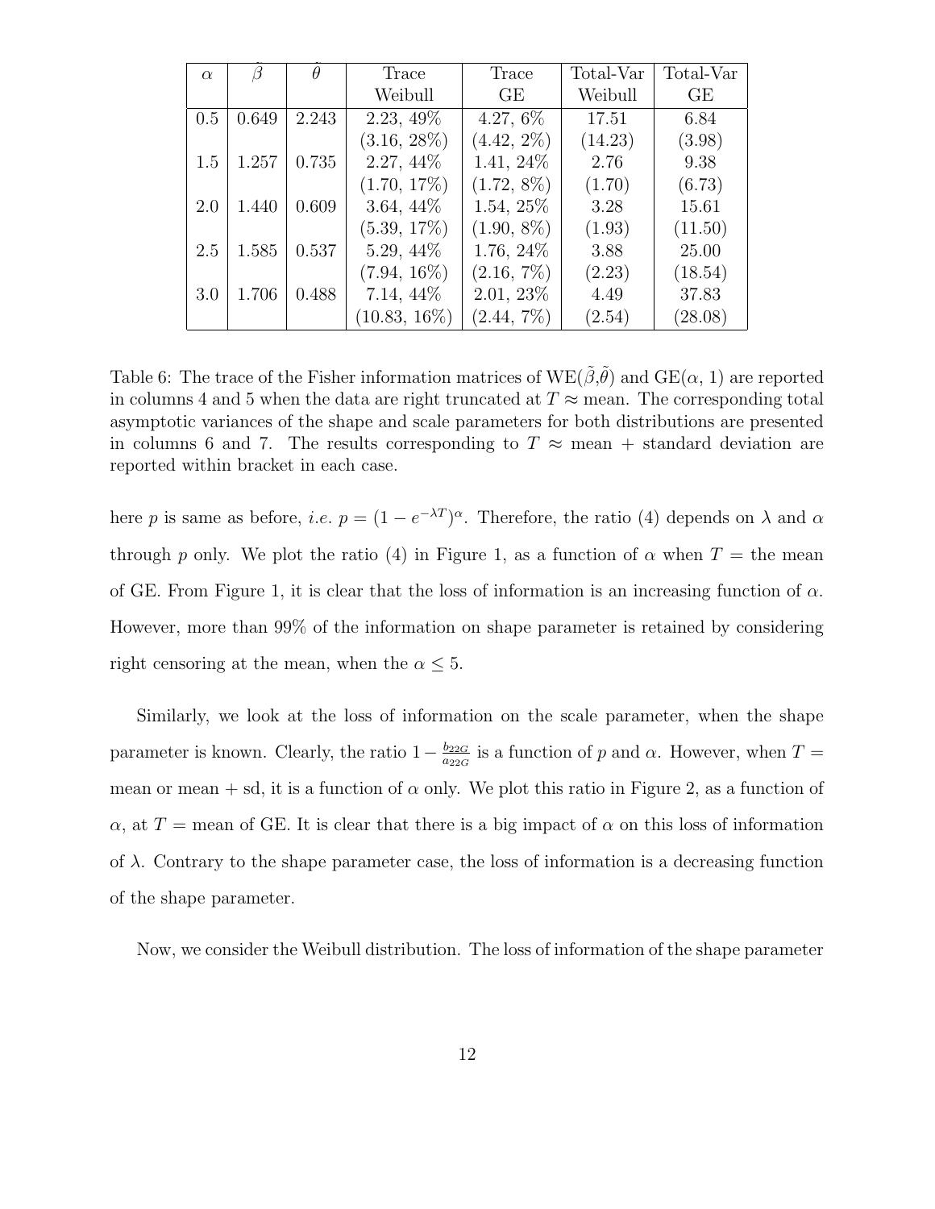| $\alpha$ | $\tilde{\beta}$ | $\tilde{\theta}$ | Trace Weibull | Trace GE | Total-Var Weibull | Total-Var GE |
|---|---|---|---|---|---|---|
| 0.5 | 0.649 | 2.243 | 2.23, 49% | 4.27, 6% | 17.51 | 6.84 |
| | | | (3.16, 28%) | (4.42, 2%) | (14.23) | (3.98) |
| 1.5 | 1.257 | 0.735 | 2.27, 44% | 1.41, 24% | 2.76 | 9.38 |
| | | | (1.70, 17%) | (1.72, 8%) | (1.70) | (6.73) |
| 2.0 | 1.440 | 0.609 | 3.64, 44% | 1.54, 25% | 3.28 | 15.61 |
| | | | (5.39, 17%) | (1.90, 8%) | (1.93) | (11.50) |
| 2.5 | 1.585 | 0.537 | 5.29, 44% | 1.76, 24% | 3.88 | 25.00 |
| | | | (7.94, 16%) | (2.16, 7%) | (2.23) | (18.54) |
| 3.0 | 1.706 | 0.488 | 7.14, 44% | 2.01, 23% | 4.49 | 37.83 |
| | | | (10.83, 16%) | (2.44, 7%) | (2.54) | (28.08) |

Table 6: The trace of the Fisher information matrices of WE($\tilde{\beta}$,$\tilde{\theta}$) and GE($\alpha$, 1) are reported in columns 4 and 5 when the data are right truncated at $T \approx$ mean. The corresponding total asymptotic variances of the shape and scale parameters for both distributions are presented in columns 6 and 7. The results corresponding to $T \approx$ mean + standard deviation are reported within bracket in each case.

here $p$ is same as before, *i.e.* $p = (1 - e^{-\lambda T})^{\alpha}$. Therefore, the ratio (4) depends on $\lambda$ and $\alpha$ through $p$ only. We plot the ratio (4) in Figure 1, as a function of $\alpha$ when $T =$ the mean of GE. From Figure 1, it is clear that the loss of information is an increasing function of $\alpha$. However, more than 99% of the information on shape parameter is retained by considering right censoring at the mean, when the $\alpha \leq 5$.

Similarly, we look at the loss of information on the scale parameter, when the shape parameter is known. Clearly, the ratio $1 - \frac{b_{22G}}{a_{22G}}$ is a function of $p$ and $\alpha$. However, when $T =$ mean or mean + sd, it is a function of $\alpha$ only. We plot this ratio in Figure 2, as a function of $\alpha$, at $T =$ mean of GE. It is clear that there is a big impact of $\alpha$ on this loss of information of $\lambda$. Contrary to the shape parameter case, the loss of information is a decreasing function of the shape parameter.

Now, we consider the Weibull distribution. The loss of information of the shape parameter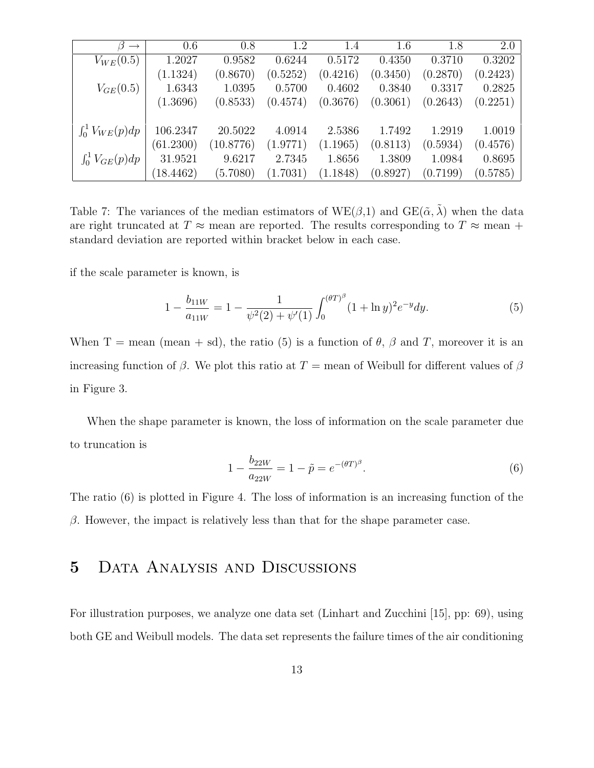| $\beta \rightarrow$ | 0.6 | 0.8 | 1.2 | 1.4 | 1.6 | 1.8 | 2.0 |
|---|---|---|---|---|---|---|---|
| $V_{WE}(0.5)$ | 1.2027 | 0.9582 | 0.6244 | 0.5172 | 0.4350 | 0.3710 | 0.3202 |
| | (1.1324) | (0.8670) | (0.5252) | (0.4216) | (0.3450) | (0.2870) | (0.2423) |
| $V_{GE}(0.5)$ | 1.6343 | 1.0395 | 0.5700 | 0.4602 | 0.3840 | 0.3317 | 0.2825 |
| | (1.3696) | (0.8533) | (0.4574) | (0.3676) | (0.3061) | (0.2643) | (0.2251) |
| | | | | | | | |
| $\int_0^1 V_{WE}(p)dp$ | 106.2347 | 20.5022 | 4.0914 | 2.5386 | 1.7492 | 1.2919 | 1.0019 |
| | (61.2300) | (10.8776) | (1.9771) | (1.1965) | (0.8113) | (0.5934) | (0.4576) |
| $\int_0^1 V_{GE}(p)dp$ | 31.9521 | 9.6217 | 2.7345 | 1.8656 | 1.3809 | 1.0984 | 0.8695 |
| | (18.4462) | (5.7080) | (1.7031) | (1.1848) | (0.8927) | (0.7199) | (0.5785) |

Table 7: The variances of the median estimators of WE($\beta$,1) and GE($\tilde{\alpha}, \tilde{\lambda}$) when the data are right truncated at $T \approx$ mean are reported. The results corresponding to $T \approx$ mean + standard deviation are reported within bracket below in each case.

if the scale parameter is known, is

$$1 - \frac{b_{11W}}{a_{11W}} = 1 - \frac{1}{\psi^2(2) + \psi'(1)} \int_0^{(\theta T)^\beta} (1 + \ln y)^2 e^{-y} dy. \tag{5}$$

When T = mean (mean + sd), the ratio (5) is a function of $\theta$, $\beta$ and $T$, moreover it is an increasing function of $\beta$. We plot this ratio at $T$ = mean of Weibull for different values of $\beta$ in Figure 3.

When the shape parameter is known, the loss of information on the scale parameter due to truncation is

$$1 - \frac{b_{22W}}{a_{22W}} = 1 - \tilde{p} = e^{-(\theta T)^\beta}. \tag{6}$$

The ratio (6) is plotted in Figure 4. The loss of information is an increasing function of the $\beta$. However, the impact is relatively less than that for the shape parameter case.

# 5 Data Analysis and Discussions

For illustration purposes, we analyze one data set (Linhart and Zucchini [15], pp: 69), using both GE and Weibull models. The data set represents the failure times of the air conditioning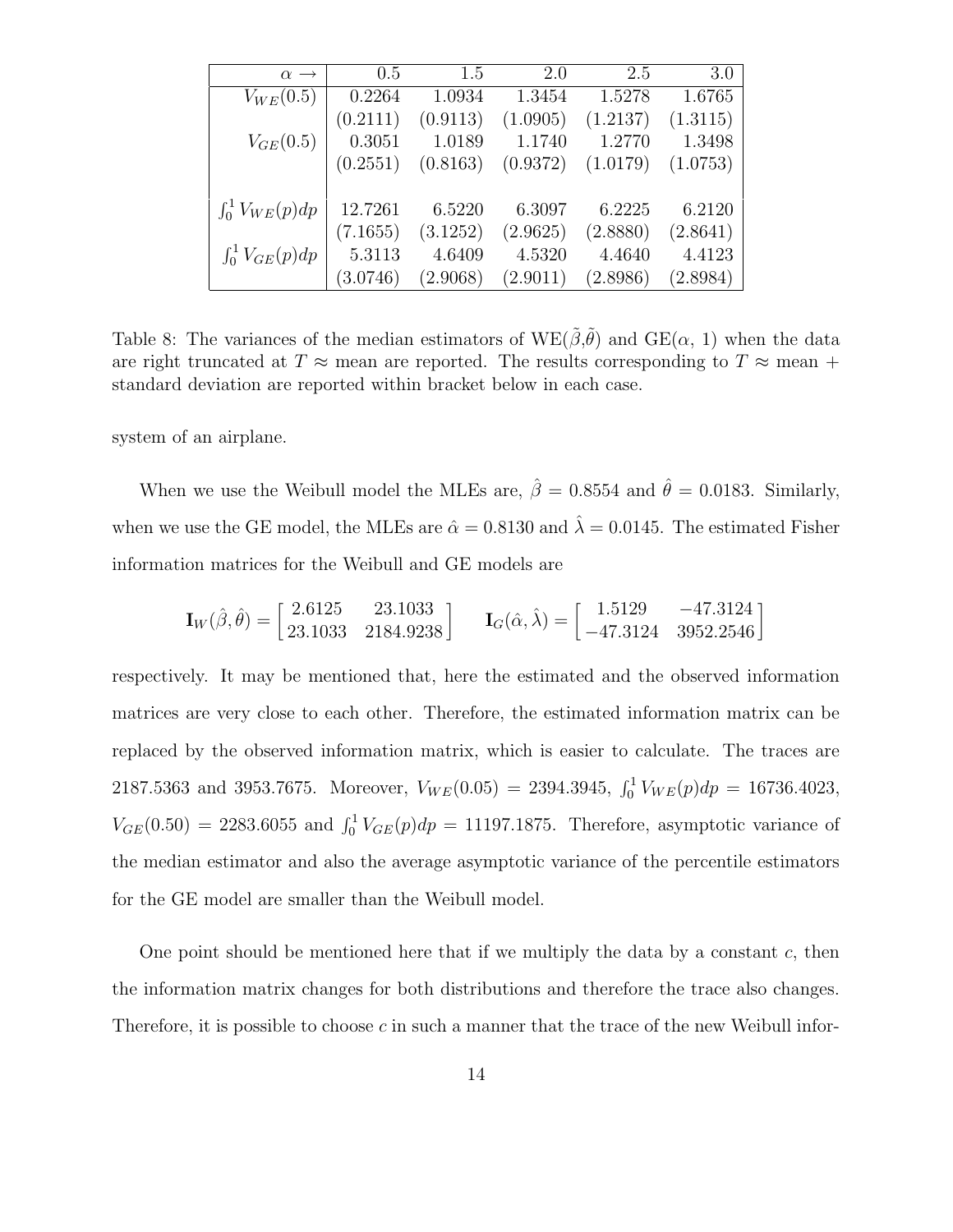| $\alpha \rightarrow$ | 0.5 | 1.5 | 2.0 | 2.5 | 3.0 |
|---|---|---|---|---|---|
| $V_{WE}(0.5)$ | 0.2264 | 1.0934 | 1.3454 | 1.5278 | 1.6765 |
| | (0.2111) | (0.9113) | (1.0905) | (1.2137) | (1.3115) |
| $V_{GE}(0.5)$ | 0.3051 | 1.0189 | 1.1740 | 1.2770 | 1.3498 |
| | (0.2551) | (0.8163) | (0.9372) | (1.0179) | (1.0753) |
| | | | | | |
| $\int_0^1 V_{WE}(p)dp$ | 12.7261 | 6.5220 | 6.3097 | 6.2225 | 6.2120 |
| | (7.1655) | (3.1252) | (2.9625) | (2.8880) | (2.8641) |
| $\int_0^1 V_{GE}(p)dp$ | 5.3113 | 4.6409 | 4.5320 | 4.4640 | 4.4123 |
| | (3.0746) | (2.9068) | (2.9011) | (2.8986) | (2.8984) |

Table 8: The variances of the median estimators of WE($\tilde{\beta}$,$\tilde{\theta}$) and GE($\alpha$, 1) when the data are right truncated at $T \approx$ mean are reported. The results corresponding to $T \approx$ mean + standard deviation are reported within bracket below in each case.

system of an airplane.

When we use the Weibull model the MLEs are, $\hat{\beta} = 0.8554$ and $\hat{\theta} = 0.0183$. Similarly, when we use the GE model, the MLEs are $\hat{\alpha} = 0.8130$ and $\hat{\lambda} = 0.0145$. The estimated Fisher information matrices for the Weibull and GE models are

$$\mathbf{I}_W(\hat{\beta}, \hat{\theta}) = \begin{bmatrix} 2.6125 & 23.1033 \\ 23.1033 & 2184.9238 \end{bmatrix} \qquad \mathbf{I}_G(\hat{\alpha}, \hat{\lambda}) = \begin{bmatrix} 1.5129 & -47.3124 \\ -47.3124 & 3952.2546 \end{bmatrix}$$

respectively. It may be mentioned that, here the estimated and the observed information matrices are very close to each other. Therefore, the estimated information matrix can be replaced by the observed information matrix, which is easier to calculate. The traces are 2187.5363 and 3953.7675. Moreover, $V_{WE}(0.05) = 2394.3945$, $\int_0^1 V_{WE}(p)dp = 16736.4023$, $V_{GE}(0.50) = 2283.6055$ and $\int_0^1 V_{GE}(p)dp = 11197.1875$. Therefore, asymptotic variance of the median estimator and also the average asymptotic variance of the percentile estimators for the GE model are smaller than the Weibull model.

One point should be mentioned here that if we multiply the data by a constant $c$, then the information matrix changes for both distributions and therefore the trace also changes. Therefore, it is possible to choose $c$ in such a manner that the trace of the new Weibull infor-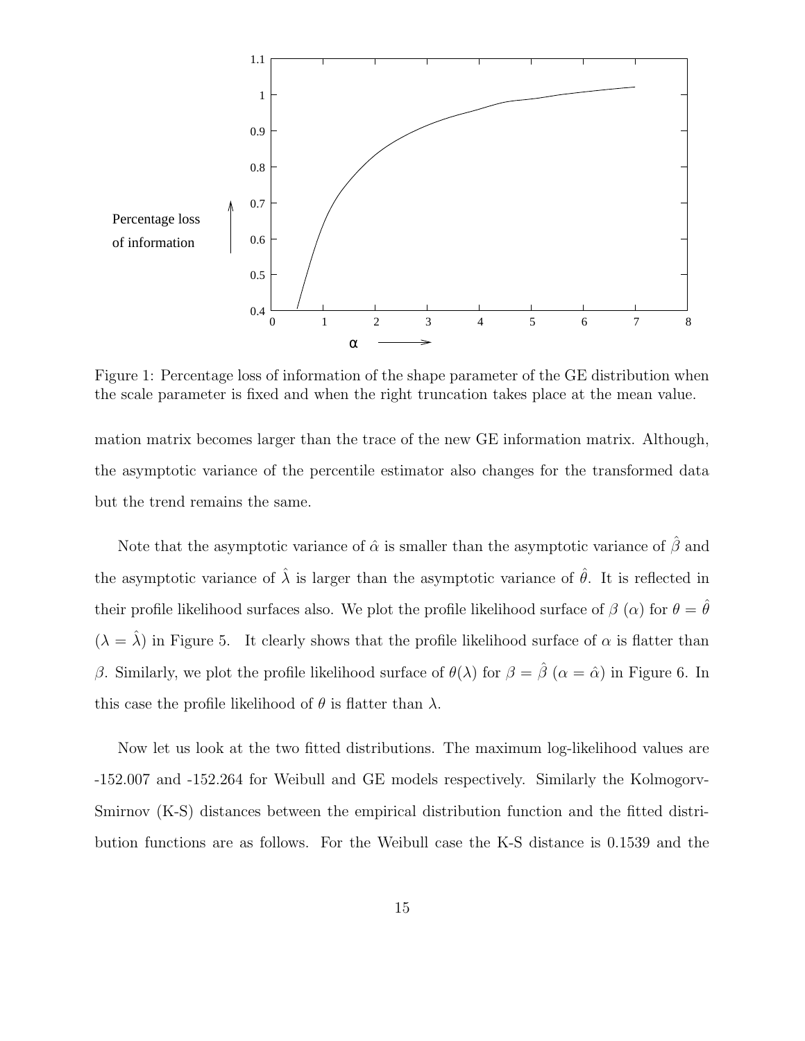Figure 1: Percentage loss of information of the shape parameter of the GE distribution when the scale parameter is fixed and when the right truncation takes place at the mean value.

mation matrix becomes larger than the trace of the new GE information matrix. Although, the asymptotic variance of the percentile estimator also changes for the transformed data but the trend remains the same.

Note that the asymptotic variance of $\hat{\alpha}$ is smaller than the asymptotic variance of $\hat{\beta}$ and the asymptotic variance of $\hat{\lambda}$ is larger than the asymptotic variance of $\hat{\theta}$. It is reflected in their profile likelihood surfaces also. We plot the profile likelihood surface of $\beta$ ($\alpha$) for $\theta = \hat{\theta}$ ($\lambda = \hat{\lambda}$) in Figure 5. It clearly shows that the profile likelihood surface of $\alpha$ is flatter than $\beta$. Similarly, we plot the profile likelihood surface of $\theta(\lambda)$ for $\beta = \hat{\beta}$ ($\alpha = \hat{\alpha}$) in Figure 6. In this case the profile likelihood of $\theta$ is flatter than $\lambda$.

Now let us look at the two fitted distributions. The maximum log-likelihood values are -152.007 and -152.264 for Weibull and GE models respectively. Similarly the Kolmogorv-Smirnov (K-S) distances between the empirical distribution function and the fitted distribution functions are as follows. For the Weibull case the K-S distance is 0.1539 and the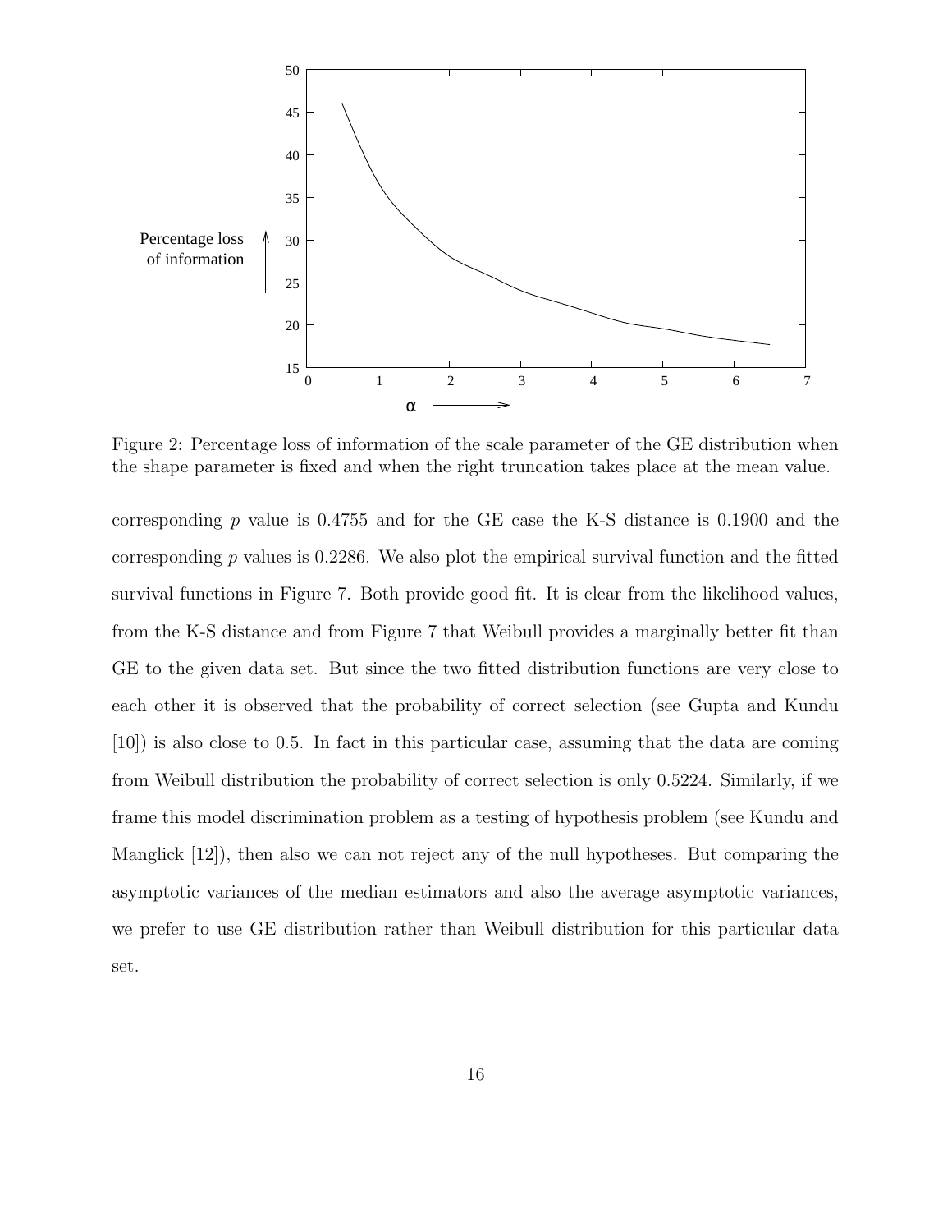Figure 2: Percentage loss of information of the scale parameter of the GE distribution when the shape parameter is fixed and when the right truncation takes place at the mean value.

corresponding $p$ value is 0.4755 and for the GE case the K-S distance is 0.1900 and the corresponding $p$ values is 0.2286. We also plot the empirical survival function and the fitted survival functions in Figure 7. Both provide good fit. It is clear from the likelihood values, from the K-S distance and from Figure 7 that Weibull provides a marginally better fit than GE to the given data set. But since the two fitted distribution functions are very close to each other it is observed that the probability of correct selection (see Gupta and Kundu [10]) is also close to 0.5. In fact in this particular case, assuming that the data are coming from Weibull distribution the probability of correct selection is only 0.5224. Similarly, if we frame this model discrimination problem as a testing of hypothesis problem (see Kundu and Manglick [12]), then also we can not reject any of the null hypotheses. But comparing the asymptotic variances of the median estimators and also the average asymptotic variances, we prefer to use GE distribution rather than Weibull distribution for this particular data set.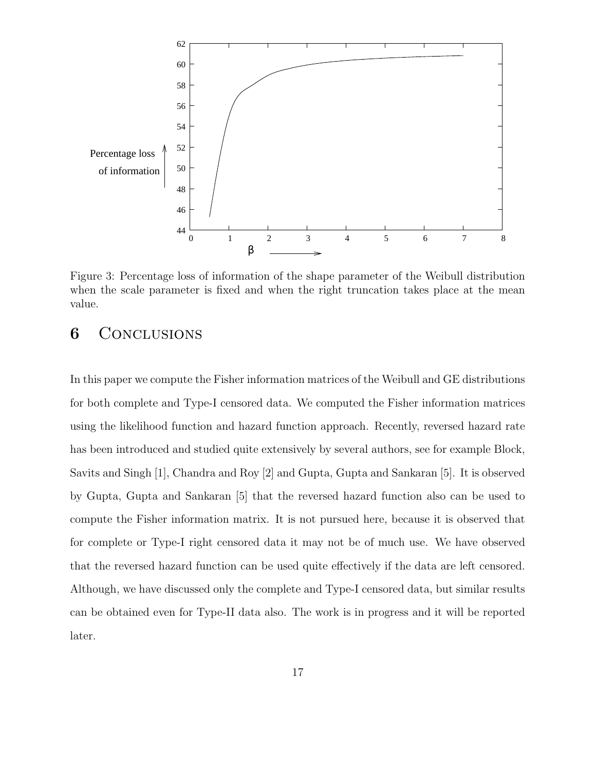Figure 3: Percentage loss of information of the shape parameter of the Weibull distribution when the scale parameter is fixed and when the right truncation takes place at the mean value.

## 6 Conclusions

In this paper we compute the Fisher information matrices of the Weibull and GE distributions for both complete and Type-I censored data. We computed the Fisher information matrices using the likelihood function and hazard function approach. Recently, reversed hazard rate has been introduced and studied quite extensively by several authors, see for example Block, Savits and Singh [1], Chandra and Roy [2] and Gupta, Gupta and Sankaran [5]. It is observed by Gupta, Gupta and Sankaran [5] that the reversed hazard function also can be used to compute the Fisher information matrix. It is not pursued here, because it is observed that for complete or Type-I right censored data it may not be of much use. We have observed that the reversed hazard function can be used quite effectively if the data are left censored. Although, we have discussed only the complete and Type-I censored data, but similar results can be obtained even for Type-II data also. The work is in progress and it will be reported later.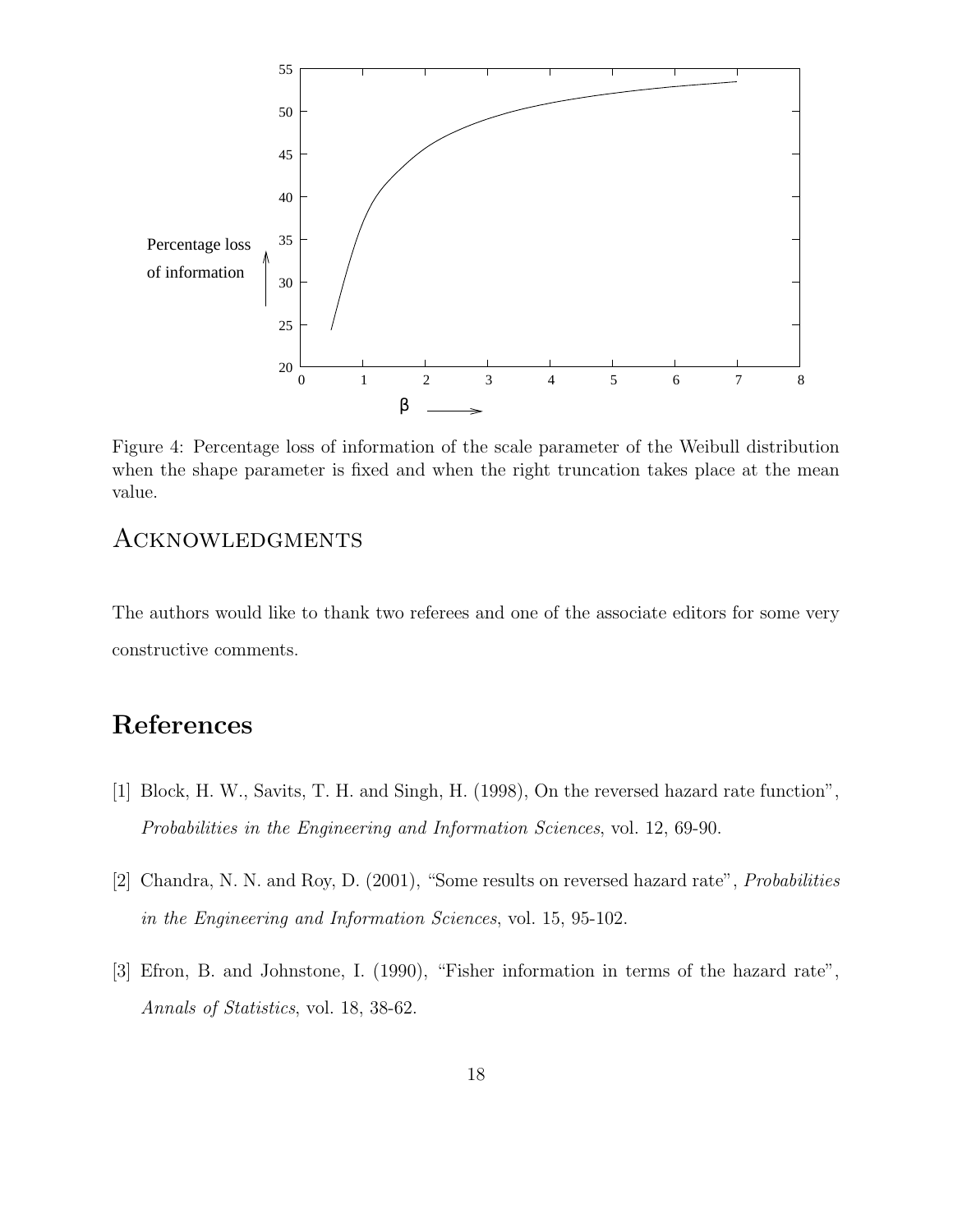Figure 4: Percentage loss of information of the scale parameter of the Weibull distribution when the shape parameter is fixed and when the right truncation takes place at the mean value.

## Acknowledgments

The authors would like to thank two referees and one of the associate editors for some very constructive comments.

## References

[1] Block, H. W., Savits, T. H. and Singh, H. (1998), On the reversed hazard rate function", *Probabilities in the Engineering and Information Sciences*, vol. 12, 69-90.

[2] Chandra, N. N. and Roy, D. (2001), "Some results on reversed hazard rate", *Probabilities in the Engineering and Information Sciences*, vol. 15, 95-102.

[3] Efron, B. and Johnstone, I. (1990), "Fisher information in terms of the hazard rate", *Annals of Statistics*, vol. 18, 38-62.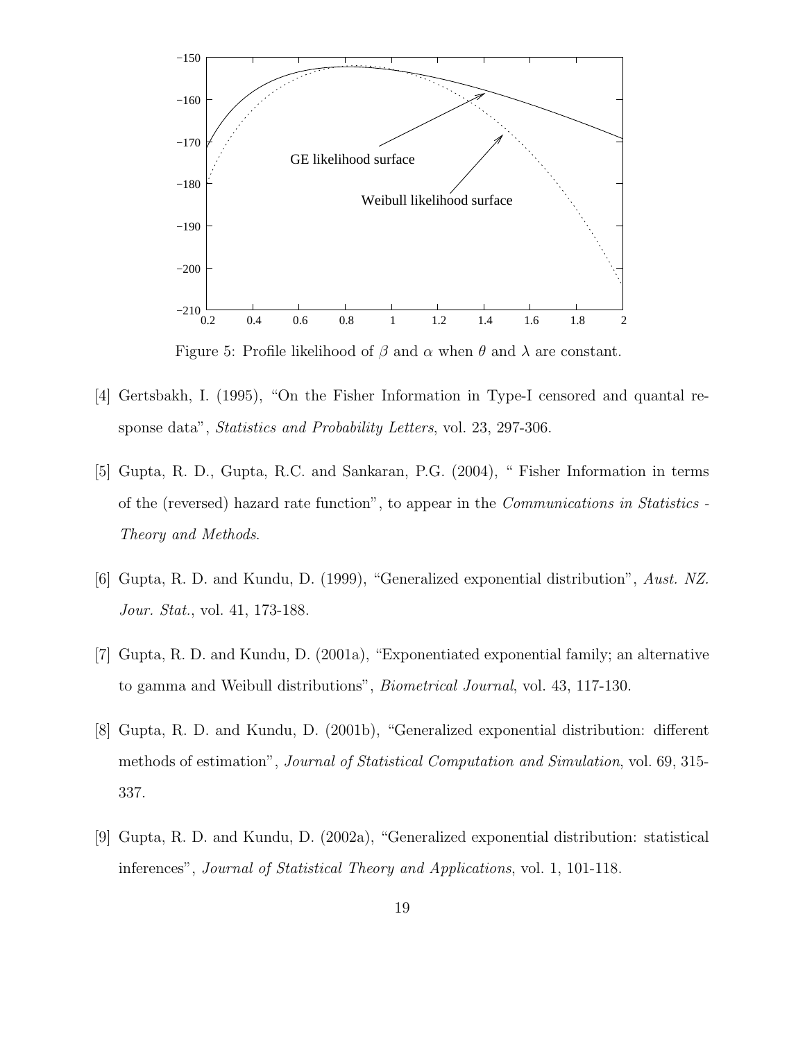Figure 5: Profile likelihood of $\beta$ and $\alpha$ when $\theta$ and $\lambda$ are constant.

[4] Gertsbakh, I. (1995), "On the Fisher Information in Type-I censored and quantal response data", *Statistics and Probability Letters*, vol. 23, 297-306.

[5] Gupta, R. D., Gupta, R.C. and Sankaran, P.G. (2004), " Fisher Information in terms of the (reversed) hazard rate function", to appear in the *Communications in Statistics - Theory and Methods*.

[6] Gupta, R. D. and Kundu, D. (1999), "Generalized exponential distribution", *Aust. NZ. Jour. Stat.*, vol. 41, 173-188.

[7] Gupta, R. D. and Kundu, D. (2001a), "Exponentiated exponential family; an alternative to gamma and Weibull distributions", *Biometrical Journal*, vol. 43, 117-130.

[8] Gupta, R. D. and Kundu, D. (2001b), "Generalized exponential distribution: different methods of estimation", *Journal of Statistical Computation and Simulation*, vol. 69, 315-337.

[9] Gupta, R. D. and Kundu, D. (2002a), "Generalized exponential distribution: statistical inferences", *Journal of Statistical Theory and Applications*, vol. 1, 101-118.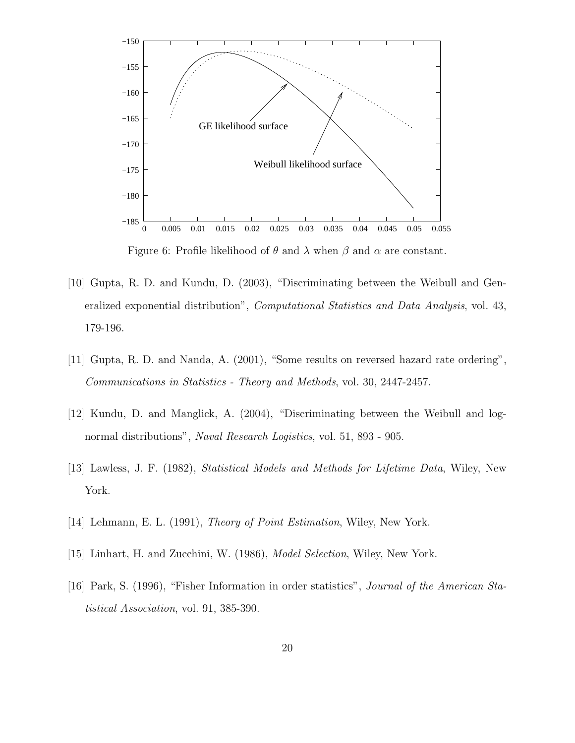Figure 6: Profile likelihood of $\theta$ and $\lambda$ when $\beta$ and $\alpha$ are constant.

[10] Gupta, R. D. and Kundu, D. (2003), "Discriminating between the Weibull and Generalized exponential distribution", *Computational Statistics and Data Analysis*, vol. 43, 179-196.

[11] Gupta, R. D. and Nanda, A. (2001), "Some results on reversed hazard rate ordering", *Communications in Statistics - Theory and Methods*, vol. 30, 2447-2457.

[12] Kundu, D. and Manglick, A. (2004), "Discriminating between the Weibull and log-normal distributions", *Naval Research Logistics*, vol. 51, 893 - 905.

[13] Lawless, J. F. (1982), *Statistical Models and Methods for Lifetime Data*, Wiley, New York.

[14] Lehmann, E. L. (1991), *Theory of Point Estimation*, Wiley, New York.

[15] Linhart, H. and Zucchini, W. (1986), *Model Selection*, Wiley, New York.

[16] Park, S. (1996), "Fisher Information in order statistics", *Journal of the American Statistical Association*, vol. 91, 385-390.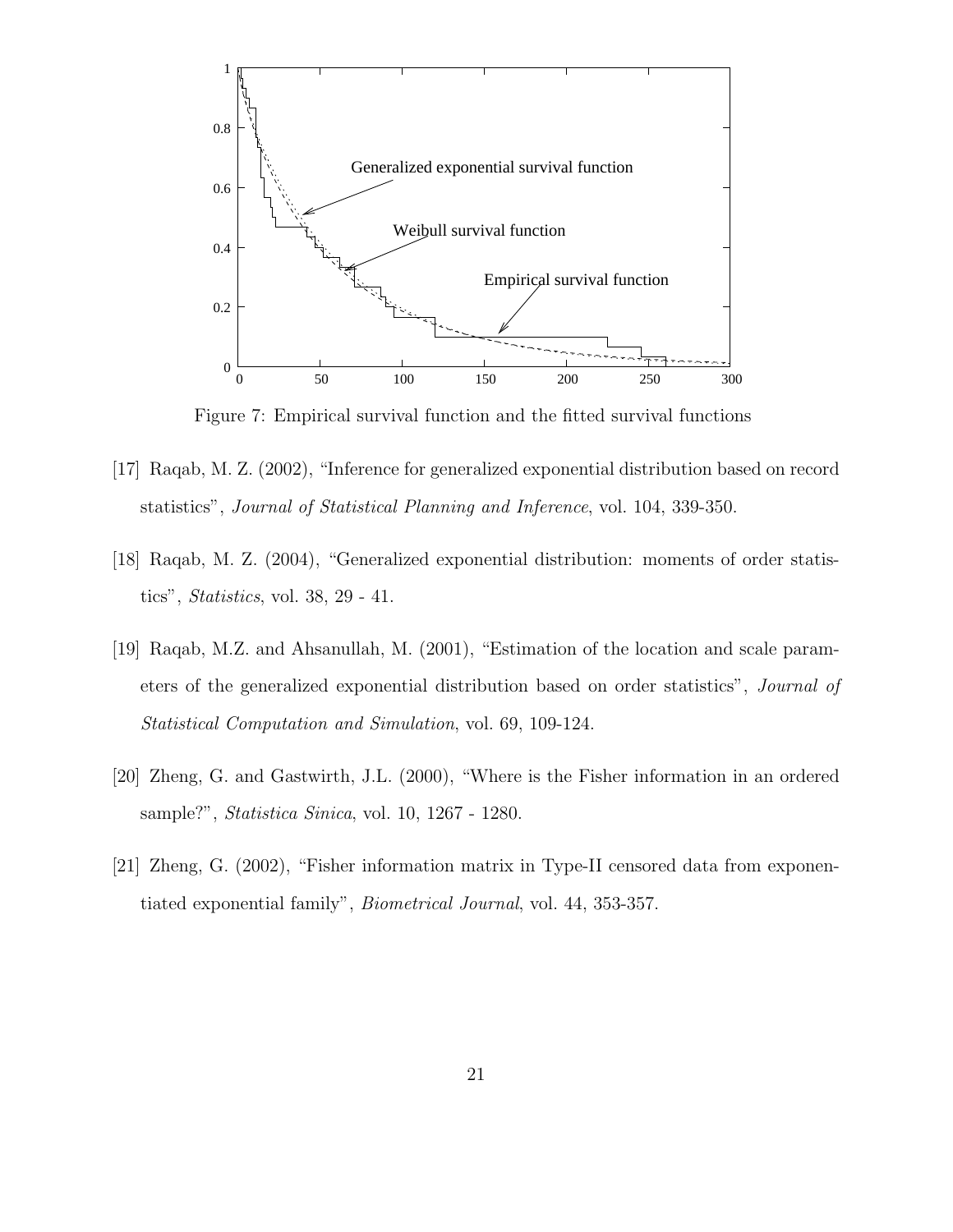1

0.8

0.6

0.4

0.2

0

0 50 100 150 200 250 300

Generalized exponential survival function

Weibull survival function

Empirical survival function

Figure 7: Empirical survival function and the fitted survival functions

[17] Raqab, M. Z. (2002), "Inference for generalized exponential distribution based on record statistics", *Journal of Statistical Planning and Inference*, vol. 104, 339-350.

[18] Raqab, M. Z. (2004), "Generalized exponential distribution: moments of order statistics", *Statistics*, vol. 38, 29 - 41.

[19] Raqab, M.Z. and Ahsanullah, M. (2001), "Estimation of the location and scale parameters of the generalized exponential distribution based on order statistics", *Journal of Statistical Computation and Simulation*, vol. 69, 109-124.

[20] Zheng, G. and Gastwirth, J.L. (2000), "Where is the Fisher information in an ordered sample?", *Statistica Sinica*, vol. 10, 1267 - 1280.

[21] Zheng, G. (2002), "Fisher information matrix in Type-II censored data from exponentiated exponential family", *Biometrical Journal*, vol. 44, 353-357.